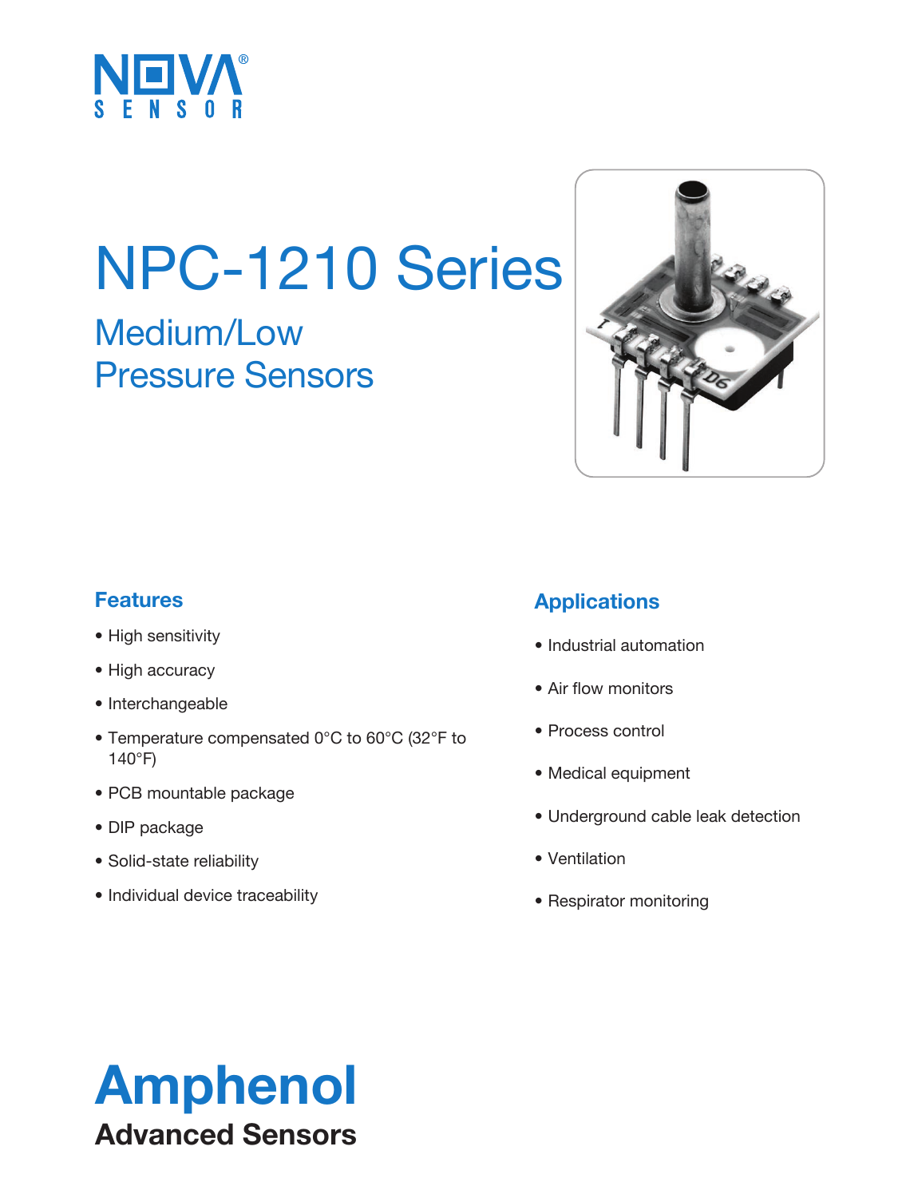NOVA SENSOR

# NPC-1210 Series

## Medium/Low Pressure Sensors

### Features

- High sensitivity
- High accuracy
- Interchangeable
- Temperature compensated 0°C to 60°C (32°F to 140°F)
- PCB mountable package
- DIP package
- Solid-state reliability
- Individual device traceability

### Applications

- Industrial automation
- Air flow monitors
- Process control
- Medical equipment
- Underground cable leak detection
- Ventilation
- Respirator monitoring

**Amphenol**

**Advanced Sensors**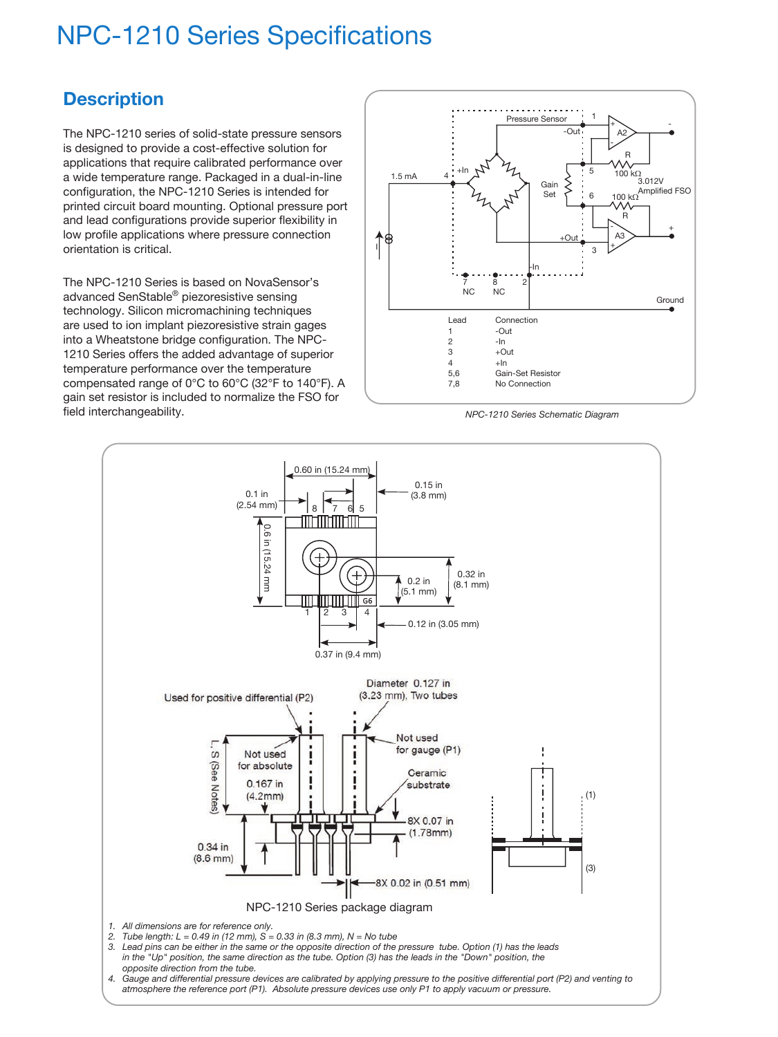# NPC-1210 Series Specifications

## Description

The NPC-1210 series of solid-state pressure sensors is designed to provide a cost-effective solution for applications that require calibrated performance over a wide temperature range. Packaged in a dual-in-line configuration, the NPC-1210 Series is intended for printed circuit board mounting. Optional pressure port and lead configurations provide superior flexibility in low profile applications where pressure connection orientation is critical.

The NPC-1210 Series is based on NovaSensor's advanced SenStable® piezoresistive sensing technology. Silicon micromachining techniques are used to ion implant piezoresistive strain gages into a Wheatstone bridge configuration. The NPC-1210 Series offers the added advantage of superior temperature performance over the temperature compensated range of 0°C to 60°C (32°F to 140°F). A gain set resistor is included to normalize the FSO for field interchangeability.

| Lead | Connection |
|---|---|
| 1 | -Out |
| 2 | -In |
| 3 | +Out |
| 4 | +In |
| 5,6 | Gain-Set Resistor |
| 7,8 | No Connection |

*NPC-1210 Series Schematic Diagram*

NPC-1210 Series package diagram

1. *All dimensions are for reference only.*
2. *Tube length: L = 0.49 in (12 mm), S = 0.33 in (8.3 mm), N = No tube*
3. *Lead pins can be either in the same or the opposite direction of the pressure tube. Option (1) has the leads in the "Up" position, the same direction as the tube. Option (3) has the leads in the "Down" position, the opposite direction from the tube.*
4. *Gauge and differential pressure devices are calibrated by applying pressure to the positive differential port (P2) and venting to atmosphere the reference port (P1). Absolute pressure devices use only P1 to apply vacuum or pressure.*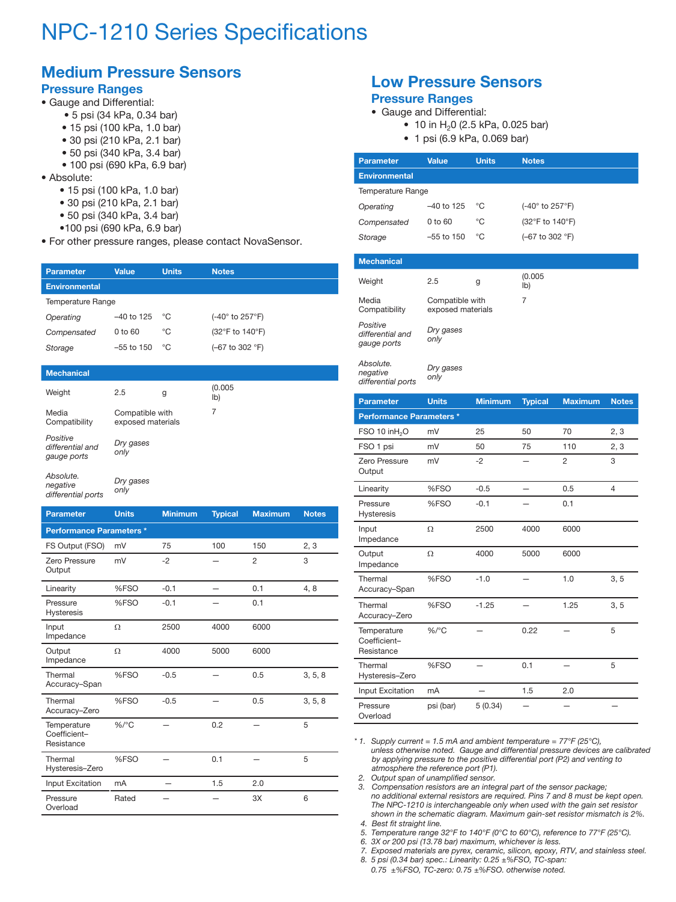# NPC-1210 Series Specifications

## Medium Pressure Sensors

### Pressure Ranges

- Gauge and Differential:
  - 5 psi (34 kPa, 0.34 bar)
  - 15 psi (100 kPa, 1.0 bar)
  - 30 psi (210 kPa, 2.1 bar)
  - 50 psi (340 kPa, 3.4 bar)
  - 100 psi (690 kPa, 6.9 bar)
- Absolute:
  - 15 psi (100 kPa, 1.0 bar)
  - 30 psi (210 kPa, 2.1 bar)
  - 50 psi (340 kPa, 3.4 bar)
  - 100 psi (690 kPa, 6.9 bar)
- For other pressure ranges, please contact NovaSensor.

| Parameter | Value | Units | Notes |
|---|---|---|---|
| **Environmental** | | | |
| Temperature Range | | | |
| *Operating* | –40 to 125 | °C | (-40° to 257°F) |
| *Compensated* | 0 to 60 | °C | (32°F to 140°F) |
| *Storage* | –55 to 150 | °C | (–67 to 302 °F) |
| **Mechanical** | | | |
| Weight | 2.5 | g | (0.005 lb) |
| Media Compatibility | Compatible with exposed materials | | 7 |
| *Positive differential and gauge ports* | *Dry gases only* | | |
| *Absolute. negative differential ports* | *Dry gases only* | | |

| Parameter | Units | Minimum | Typical | Maximum | Notes |
|---|---|---|---|---|---|
| **Performance Parameters \*** | | | | | |
| FS Output (FSO) | mV | 75 | 100 | 150 | 2, 3 |
| Zero Pressure Output | mV | -2 | — | 2 | 3 |
| Linearity | %FSO | -0.1 | — | 0.1 | 4, 8 |
| Pressure Hysteresis | %FSO | -0.1 | — | 0.1 | |
| Input Impedance | Ω | 2500 | 4000 | 6000 | |
| Output Impedance | Ω | 4000 | 5000 | 6000 | |
| Thermal Accuracy–Span | %FSO | -0.5 | — | 0.5 | 3, 5, 8 |
| Thermal Accuracy–Zero | %FSO | -0.5 | — | 0.5 | 3, 5, 8 |
| Temperature Coefficient–Resistance | %/°C | — | 0.2 | — | 5 |
| Thermal Hysteresis–Zero | %FSO | — | 0.1 | — | 5 |
| Input Excitation | mA | — | 1.5 | 2.0 | |
| Pressure Overload | Rated | — | — | 3X | 6 |

## Low Pressure Sensors

### Pressure Ranges

- Gauge and Differential:
  - 10 in $H_2O$ (2.5 kPa, 0.025 bar)
  - 1 psi (6.9 kPa, 0.069 bar)

| Parameter | Value | Units | Notes |
|---|---|---|---|
| **Environmental** | | | |
| Temperature Range | | | |
| *Operating* | –40 to 125 | °C | (-40° to 257°F) |
| *Compensated* | 0 to 60 | °C | (32°F to 140°F) |
| *Storage* | –55 to 150 | °C | (–67 to 302 °F) |
| **Mechanical** | | | |
| Weight | 2.5 | g | (0.005 lb) |
| Media Compatibility | Compatible with exposed materials | | 7 |
| *Positive differential and gauge ports* | *Dry gases only* | | |
| *Absolute. negative differential ports* | *Dry gases only* | | |

| Parameter | Units | Minimum | Typical | Maximum | Notes |
|---|---|---|---|---|---|
| **Performance Parameters \*** | | | | | |
| FSO 10 in$H_2O$ | mV | 25 | 50 | 70 | 2, 3 |
| FSO 1 psi | mV | 50 | 75 | 110 | 2, 3 |
| Zero Pressure Output | mV | -2 | — | 2 | 3 |
| Linearity | %FSO | -0.5 | — | 0.5 | 4 |
| Pressure Hysteresis | %FSO | -0.1 | — | 0.1 | |
| Input Impedance | Ω | 2500 | 4000 | 6000 | |
| Output Impedance | Ω | 4000 | 5000 | 6000 | |
| Thermal Accuracy–Span | %FSO | -1.0 | — | 1.0 | 3, 5 |
| Thermal Accuracy–Zero | %FSO | -1.25 | — | 1.25 | 3, 5 |
| Temperature Coefficient–Resistance | %/°C | — | 0.22 | — | 5 |
| Thermal Hysteresis–Zero | %FSO | — | 0.1 | — | 5 |
| Input Excitation | mA | — | 1.5 | 2.0 | |
| Pressure Overload | psi (bar) | 5 (0.34) | — | — | — |

*\* 1. Supply current = 1.5 mA and ambient temperature = 77°F (25°C), unless otherwise noted. Gauge and differential pressure devices are calibrated by applying pressure to the positive differential port (P2) and venting to atmosphere the reference port (P1).*

*2. Output span of unamplified sensor.*

*3. Compensation resistors are an integral part of the sensor package; no additional external resistors are required. Pins 7 and 8 must be kept open. The NPC-1210 is interchangeable only when used with the gain set resistor shown in the schematic diagram. Maximum gain-set resistor mismatch is 2%.*

*4. Best fit straight line.*

*5. Temperature range 32°F to 140°F (0°C to 60°C), reference to 77°F (25°C).*

*6. 3X or 200 psi (13.78 bar) maximum, whichever is less.*

*7. Exposed materials are pyrex, ceramic, silicon, epoxy, RTV, and stainless steel.*

*8. 5 psi (0.34 bar) spec.: Linearity: 0.25 ±%FSO, TC-span: 0.75 ±%FSO, TC-zero: 0.75 ±%FSO. otherwise noted.*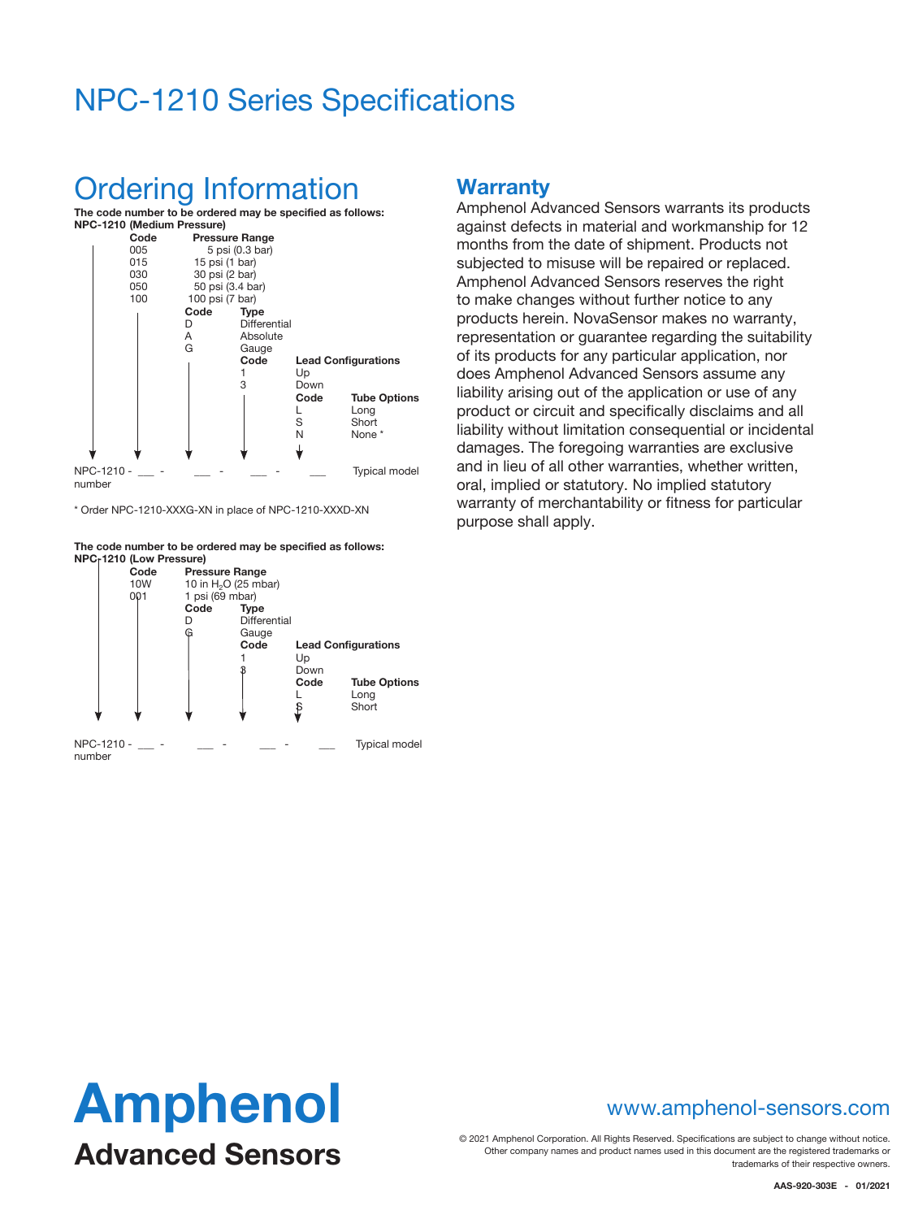# NPC-1210 Series Specifications

## Ordering Information

**The code number to be ordered may be specified as follows:**
**NPC-1210 (Medium Pressure)**

| Code | Pressure Range |
|---|---|
| 005 | 5 psi (0.3 bar) |
| 015 | 15 psi (1 bar) |
| 030 | 30 psi (2 bar) |
| 050 | 50 psi (3.4 bar) |
| 100 | 100 psi (7 bar) |

| Code | Type |
|---|---|
| D | Differential |
| A | Absolute |
| G | Gauge |

| Code | Lead Configurations |
|---|---|
| 1 | Up |
| 3 | Down |

| Code | Tube Options |
|---|---|
| L | Long |
| S | Short |
| N | None * |

NPC-1210 - ___ - ___ - ___ - ___ Typical model number

\* Order NPC-1210-XXXG-XN in place of NPC-1210-XXXD-XN

**The code number to be ordered may be specified as follows:**
**NPC-1210 (Low Pressure)**

| Code | Pressure Range |
|---|---|
| 10W | 10 in $H_2O$ (25 mbar) |
| 001 | 1 psi (69 mbar) |

| Code | Type |
|---|---|
| D | Differential |
| G | Gauge |

| Code | Lead Configurations |
|---|---|
| 1 | Up |
| 3 | Down |

| Code | Tube Options |
|---|---|
| L | Long |
| S | Short |

NPC-1210 - ___ - ___ - ___ - ___ Typical model number

## Warranty

Amphenol Advanced Sensors warrants its products against defects in material and workmanship for 12 months from the date of shipment. Products not subjected to misuse will be repaired or replaced. Amphenol Advanced Sensors reserves the right to make changes without further notice to any products herein. NovaSensor makes no warranty, representation or guarantee regarding the suitability of its products for any particular application, nor does Amphenol Advanced Sensors assume any liability arising out of the application or use of any product or circuit and specifically disclaims and all liability without limitation consequential or incidental damages. The foregoing warranties are exclusive and in lieu of all other warranties, whether written, oral, implied or statutory. No implied statutory warranty of merchantability or fitness for particular purpose shall apply.

**Amphenol**
**Advanced Sensors**

www.amphenol-sensors.com

© 2021 Amphenol Corporation. All Rights Reserved. Specifications are subject to change without notice. Other company names and product names used in this document are the registered trademarks or trademarks of their respective owners.

AAS-920-303E - 01/2021